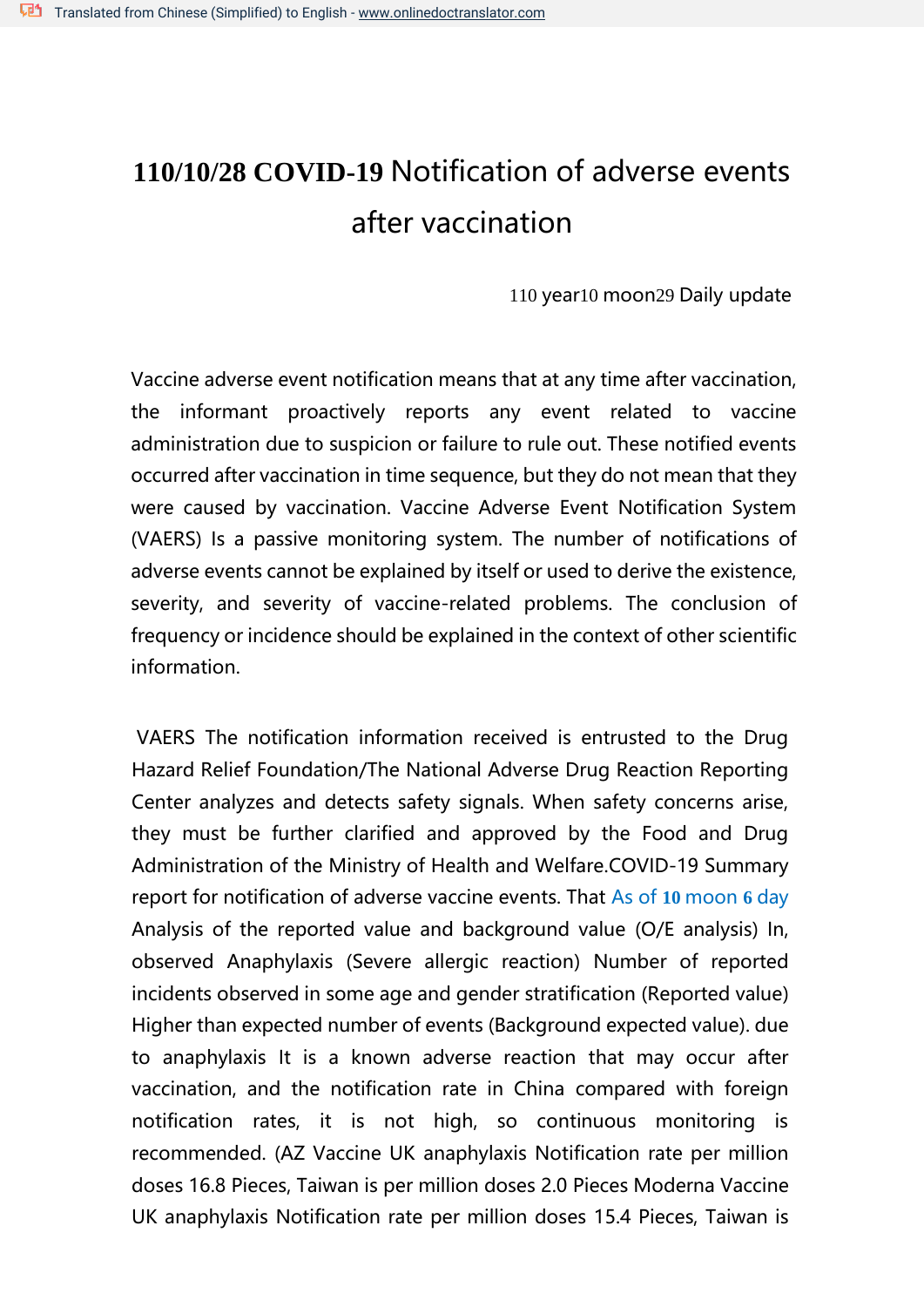# 110/10/28 COVID-19 Notification of adverse events after vaccination

110 year10 moon29 Daily update

Vaccine adverse event notification means that at any time after vaccination, the informant proactively reports any event related to vaccine administration due to suspicion or failure to rule out. These notified events occurred after vaccination in time sequence, but they do not mean that they were caused by vaccination. Vaccine Adverse Event Notification System (VAERS) Is a passive monitoring system. The number of notifications of adverse events cannot be explained by itself or used to derive the existence, severity, and severity of vaccine-related problems. The conclusion of frequency or incidence should be explained in the context of other scientific information.

VAERS The notification information received is entrusted to the Drug Hazard Relief Foundation/The National Adverse Drug Reaction Reporting Center analyzes and detects safety signals. When safety concerns arise, they must be further clarified and approved by the Food and Drug Administration of the Ministry of Health and Welfare.COVID-19 Summary report for notification of adverse vaccine events. That As of **10** moon **6** day Analysis of the reported value and background value (O/E analysis) In, observed Anaphylaxis (Severe allergic reaction) Number of reported incidents observed in some age and gender stratification (Reported value) Higher than expected number of events (Background expected value). due to anaphylaxis It is a known adverse reaction that may occur after vaccination, and the notification rate in China compared with foreign notification rates, it is not high, so continuous monitoring is recommended. (AZ Vaccine UK anaphylaxis Notification rate per million doses 16.8 Pieces, Taiwan is per million doses 2.0 Pieces Moderna Vaccine UK anaphylaxis Notification rate per million doses 15.4 Pieces, Taiwan is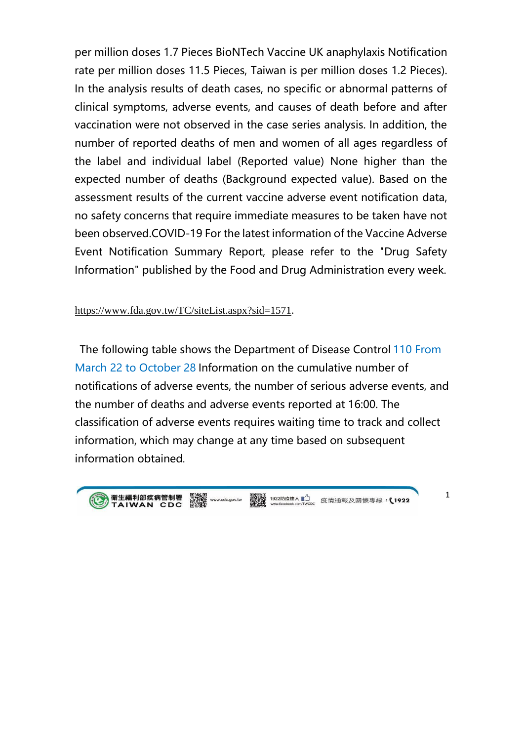per million doses 1.7 Pieces BioNTech Vaccine UK anaphylaxis Notification rate per million doses 11.5 Pieces, Taiwan is per million doses 1.2 Pieces). In the analysis results of death cases, no specific or abnormal patterns of clinical symptoms, adverse events, and causes of death before and after vaccination were not observed in the case series analysis. In addition, the number of reported deaths of men and women of all ages regardless of the label and individual label (Reported value) None higher than the expected number of deaths (Background expected value). Based on the assessment results of the current vaccine adverse event notification data, no safety concerns that require immediate measures to be taken have not been observed.COVID-19 For the latest information of the Vaccine Adverse Event Notification Summary Report, please refer to the "Drug Safety Information" published by the Food and Drug Administration every week.

https://www.fda.gov.tw/TC/siteList.aspx?sid=1571.

The following table shows the Department of Disease Control 110 From March 22 to October 28 Information on the cumulative number of notifications of adverse events, the number of serious adverse events, and the number of deaths and adverse events reported at 16:00. The classification of adverse events requires waiting time to track and collect information, which may change at any time based on subsequent information obtained.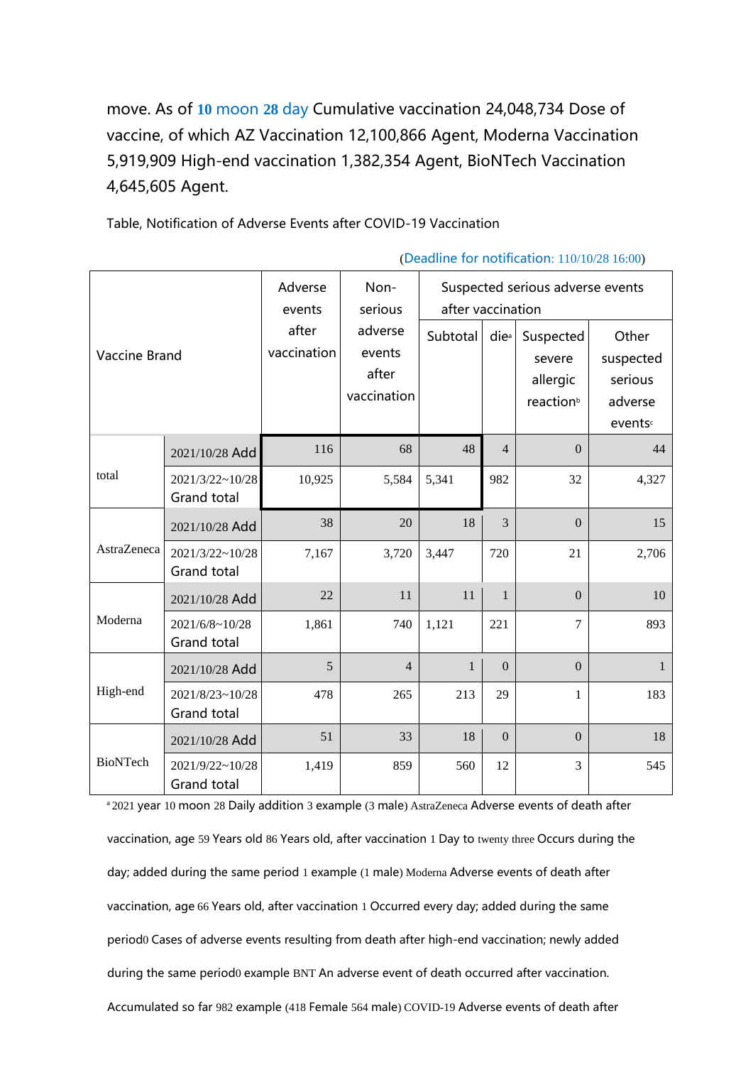move. As of 10 moon 28 day Cumulative vaccination 24,048,734 Dose of vaccine, of which AZ Vaccination 12,100,866 Agent, Moderna Vaccination 5,919,909 High-end vaccination 1,382,354 Agent, BioNTech Vaccination 4,645,605 Agent.

Table, Notification of Adverse Events after COVID-19 Vaccination

(Deadline for notification: 110/10/28 16:00)

| Vaccine Brand | | Adverse events after vaccination | Non-serious adverse events after vaccination | Suspected serious adverse events after vaccination | | | |
|---|---|---|---|---|---|---|---|
| | | | | Subtotal | die[a] | Suspected severe allergic reaction[b] | Other suspected serious adverse events[c] |
| total | 2021/10/28 Add | 116 | 68 | 48 | 4 | 0 | 44 |
| | 2021/3/22~10/28 Grand total | 10,925 | 5,584 | 5,341 | 982 | 32 | 4,327 |
| AstraZeneca | 2021/10/28 Add | 38 | 20 | 18 | 3 | 0 | 15 |
| | 2021/3/22~10/28 Grand total | 7,167 | 3,720 | 3,447 | 720 | 21 | 2,706 |
| Moderna | 2021/10/28 Add | 22 | 11 | 11 | 1 | 0 | 10 |
| | 2021/6/8~10/28 Grand total | 1,861 | 740 | 1,121 | 221 | 7 | 893 |
| High-end | 2021/10/28 Add | 5 | 4 | 1 | 0 | 0 | 1 |
| | 2021/8/23~10/28 Grand total | 478 | 265 | 213 | 29 | 1 | 183 |
| BioNTech | 2021/10/28 Add | 51 | 33 | 18 | 0 | 0 | 18 |
| | 2021/9/22~10/28 Grand total | 1,419 | 859 | 560 | 12 | 3 | 545 |

[a] 2021 year 10 moon 28 Daily addition 3 example (3 male) AstraZeneca Adverse events of death after vaccination, age 59 Years old 86 Years old, after vaccination 1 Day to twenty three Occurs during the day; added during the same period 1 example (1 male) Moderna Adverse events of death after vaccination, age 66 Years old, after vaccination 1 Occurred every day; added during the same period0 Cases of adverse events resulting from death after high-end vaccination; newly added during the same period0 example BNT An adverse event of death occurred after vaccination. Accumulated so far 982 example (418 Female 564 male) COVID-19 Adverse events of death after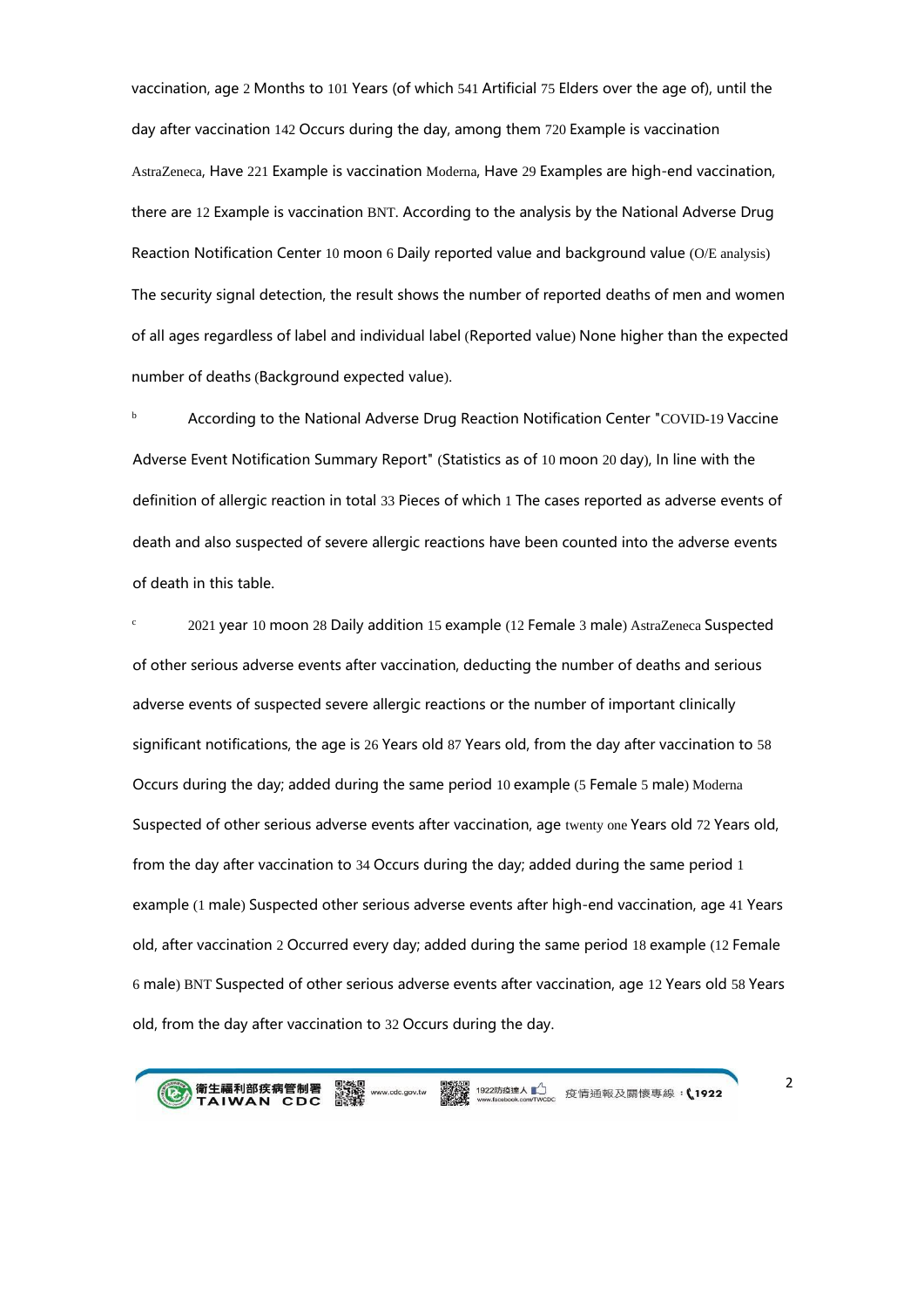vaccination, age 2 Months to 101 Years (of which 541 Artificial 75 Elders over the age of), until the day after vaccination 142 Occurs during the day, among them 720 Example is vaccination AstraZeneca, Have 221 Example is vaccination Moderna, Have 29 Examples are high-end vaccination, there are 12 Example is vaccination BNT. According to the analysis by the National Adverse Drug Reaction Notification Center 10 moon 6 Daily reported value and background value (O/E analysis) The security signal detection, the result shows the number of reported deaths of men and women of all ages regardless of label and individual label (Reported value) None higher than the expected number of deaths (Background expected value).

[b] According to the National Adverse Drug Reaction Notification Center "COVID-19 Vaccine Adverse Event Notification Summary Report" (Statistics as of 10 moon 20 day), In line with the definition of allergic reaction in total 33 Pieces of which 1 The cases reported as adverse events of death and also suspected of severe allergic reactions have been counted into the adverse events of death in this table.

[c] 2021 year 10 moon 28 Daily addition 15 example (12 Female 3 male) AstraZeneca Suspected of other serious adverse events after vaccination, deducting the number of deaths and serious adverse events of suspected severe allergic reactions or the number of important clinically significant notifications, the age is 26 Years old 87 Years old, from the day after vaccination to 58 Occurs during the day; added during the same period 10 example (5 Female 5 male) Moderna Suspected of other serious adverse events after vaccination, age twenty one Years old 72 Years old, from the day after vaccination to 34 Occurs during the day; added during the same period 1 example (1 male) Suspected other serious adverse events after high-end vaccination, age 41 Years old, after vaccination 2 Occurred every day; added during the same period 18 example (12 Female 6 male) BNT Suspected of other serious adverse events after vaccination, age 12 Years old 58 Years old, from the day after vaccination to 32 Occurs during the day.